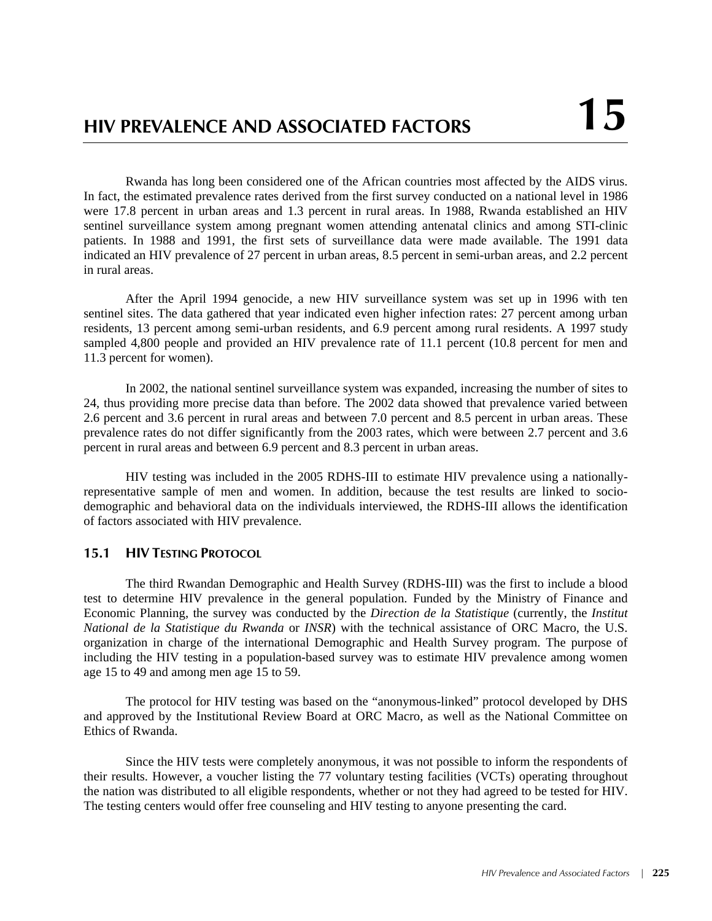# 15 HIV PREVALENCE AND ASSOCIATED FACTORS

Rwanda has long been considered one of the African countries most affected by the AIDS virus. In fact, the estimated prevalence rates derived from the first survey conducted on a national level in 1986 were 17.8 percent in urban areas and 1.3 percent in rural areas. In 1988, Rwanda established an HIV sentinel surveillance system among pregnant women attending antenatal clinics and among STI-clinic patients. In 1988 and 1991, the first sets of surveillance data were made available. The 1991 data indicated an HIV prevalence of 27 percent in urban areas, 8.5 percent in semi-urban areas, and 2.2 percent in rural areas.

After the April 1994 genocide, a new HIV surveillance system was set up in 1996 with ten sentinel sites. The data gathered that year indicated even higher infection rates: 27 percent among urban residents, 13 percent among semi-urban residents, and 6.9 percent among rural residents. A 1997 study sampled 4,800 people and provided an HIV prevalence rate of 11.1 percent (10.8 percent for men and 11.3 percent for women).

In 2002, the national sentinel surveillance system was expanded, increasing the number of sites to 24, thus providing more precise data than before. The 2002 data showed that prevalence varied between 2.6 percent and 3.6 percent in rural areas and between 7.0 percent and 8.5 percent in urban areas. These prevalence rates do not differ significantly from the 2003 rates, which were between 2.7 percent and 3.6 percent in rural areas and between 6.9 percent and 8.3 percent in urban areas.

HIV testing was included in the 2005 RDHS-III to estimate HIV prevalence using a nationally-representative sample of men and women. In addition, because the test results are linked to socio-demographic and behavioral data on the individuals interviewed, the RDHS-III allows the identification of factors associated with HIV prevalence.

## 15.1 HIV Testing Protocol

The third Rwandan Demographic and Health Survey (RDHS-III) was the first to include a blood test to determine HIV prevalence in the general population. Funded by the Ministry of Finance and Economic Planning, the survey was conducted by the *Direction de la Statistique* (currently, the *Institut National de la Statistique du Rwanda* or *INSR*) with the technical assistance of ORC Macro, the U.S. organization in charge of the international Demographic and Health Survey program. The purpose of including the HIV testing in a population-based survey was to estimate HIV prevalence among women age 15 to 49 and among men age 15 to 59.

The protocol for HIV testing was based on the "anonymous-linked" protocol developed by DHS and approved by the Institutional Review Board at ORC Macro, as well as the National Committee on Ethics of Rwanda.

Since the HIV tests were completely anonymous, it was not possible to inform the respondents of their results. However, a voucher listing the 77 voluntary testing facilities (VCTs) operating throughout the nation was distributed to all eligible respondents, whether or not they had agreed to be tested for HIV. The testing centers would offer free counseling and HIV testing to anyone presenting the card.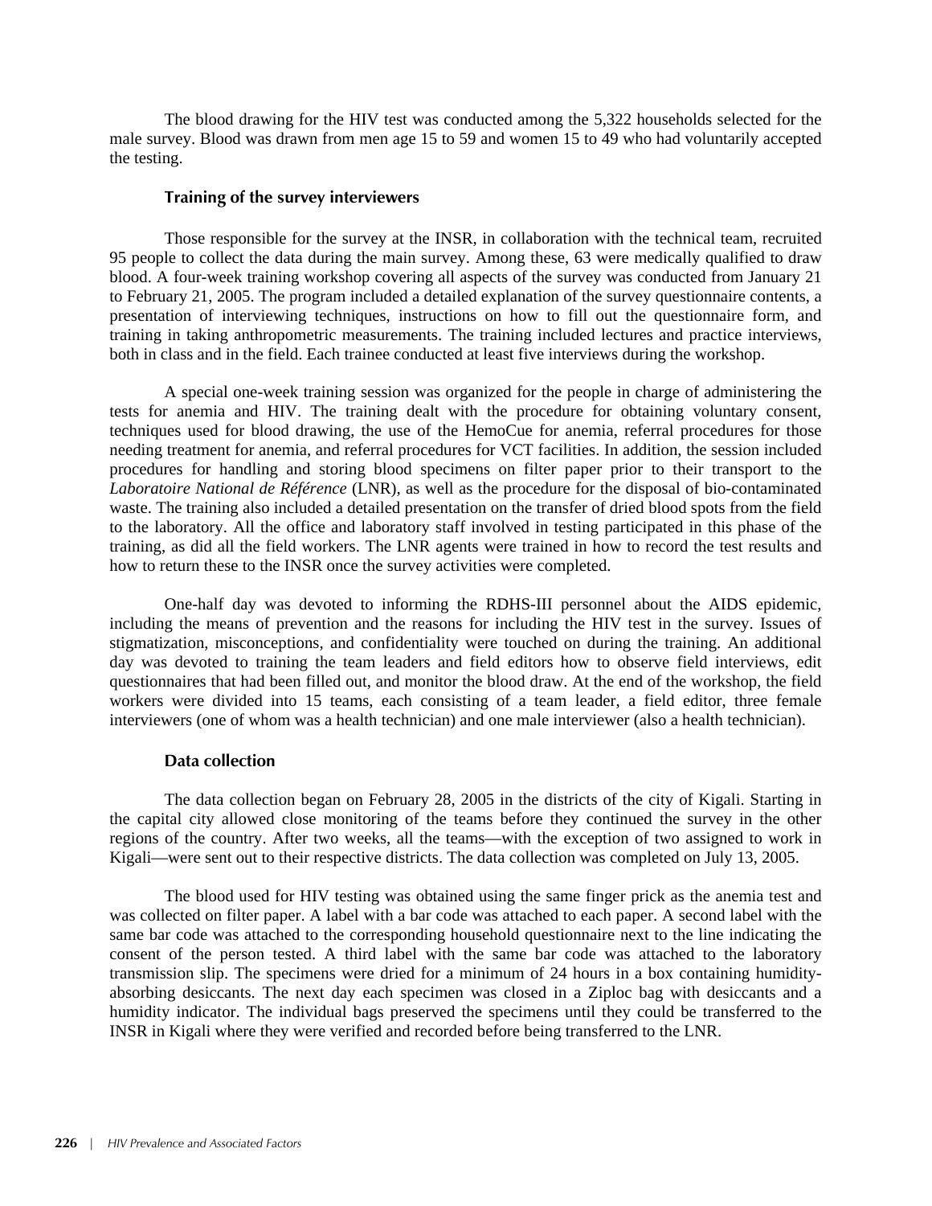The blood drawing for the HIV test was conducted among the 5,322 households selected for the male survey. Blood was drawn from men age 15 to 59 and women 15 to 49 who had voluntarily accepted the testing.

### Training of the survey interviewers

Those responsible for the survey at the INSR, in collaboration with the technical team, recruited 95 people to collect the data during the main survey. Among these, 63 were medically qualified to draw blood. A four-week training workshop covering all aspects of the survey was conducted from January 21 to February 21, 2005. The program included a detailed explanation of the survey questionnaire contents, a presentation of interviewing techniques, instructions on how to fill out the questionnaire form, and training in taking anthropometric measurements. The training included lectures and practice interviews, both in class and in the field. Each trainee conducted at least five interviews during the workshop.

A special one-week training session was organized for the people in charge of administering the tests for anemia and HIV. The training dealt with the procedure for obtaining voluntary consent, techniques used for blood drawing, the use of the HemoCue for anemia, referral procedures for those needing treatment for anemia, and referral procedures for VCT facilities. In addition, the session included procedures for handling and storing blood specimens on filter paper prior to their transport to the *Laboratoire National de Référence* (LNR), as well as the procedure for the disposal of bio-contaminated waste. The training also included a detailed presentation on the transfer of dried blood spots from the field to the laboratory. All the office and laboratory staff involved in testing participated in this phase of the training, as did all the field workers. The LNR agents were trained in how to record the test results and how to return these to the INSR once the survey activities were completed.

One-half day was devoted to informing the RDHS-III personnel about the AIDS epidemic, including the means of prevention and the reasons for including the HIV test in the survey. Issues of stigmatization, misconceptions, and confidentiality were touched on during the training. An additional day was devoted to training the team leaders and field editors how to observe field interviews, edit questionnaires that had been filled out, and monitor the blood draw. At the end of the workshop, the field workers were divided into 15 teams, each consisting of a team leader, a field editor, three female interviewers (one of whom was a health technician) and one male interviewer (also a health technician).

### Data collection

The data collection began on February 28, 2005 in the districts of the city of Kigali. Starting in the capital city allowed close monitoring of the teams before they continued the survey in the other regions of the country. After two weeks, all the teams—with the exception of two assigned to work in Kigali—were sent out to their respective districts. The data collection was completed on July 13, 2005.

The blood used for HIV testing was obtained using the same finger prick as the anemia test and was collected on filter paper. A label with a bar code was attached to each paper. A second label with the same bar code was attached to the corresponding household questionnaire next to the line indicating the consent of the person tested. A third label with the same bar code was attached to the laboratory transmission slip. The specimens were dried for a minimum of 24 hours in a box containing humidity-absorbing desiccants. The next day each specimen was closed in a Ziploc bag with desiccants and a humidity indicator. The individual bags preserved the specimens until they could be transferred to the INSR in Kigali where they were verified and recorded before being transferred to the LNR.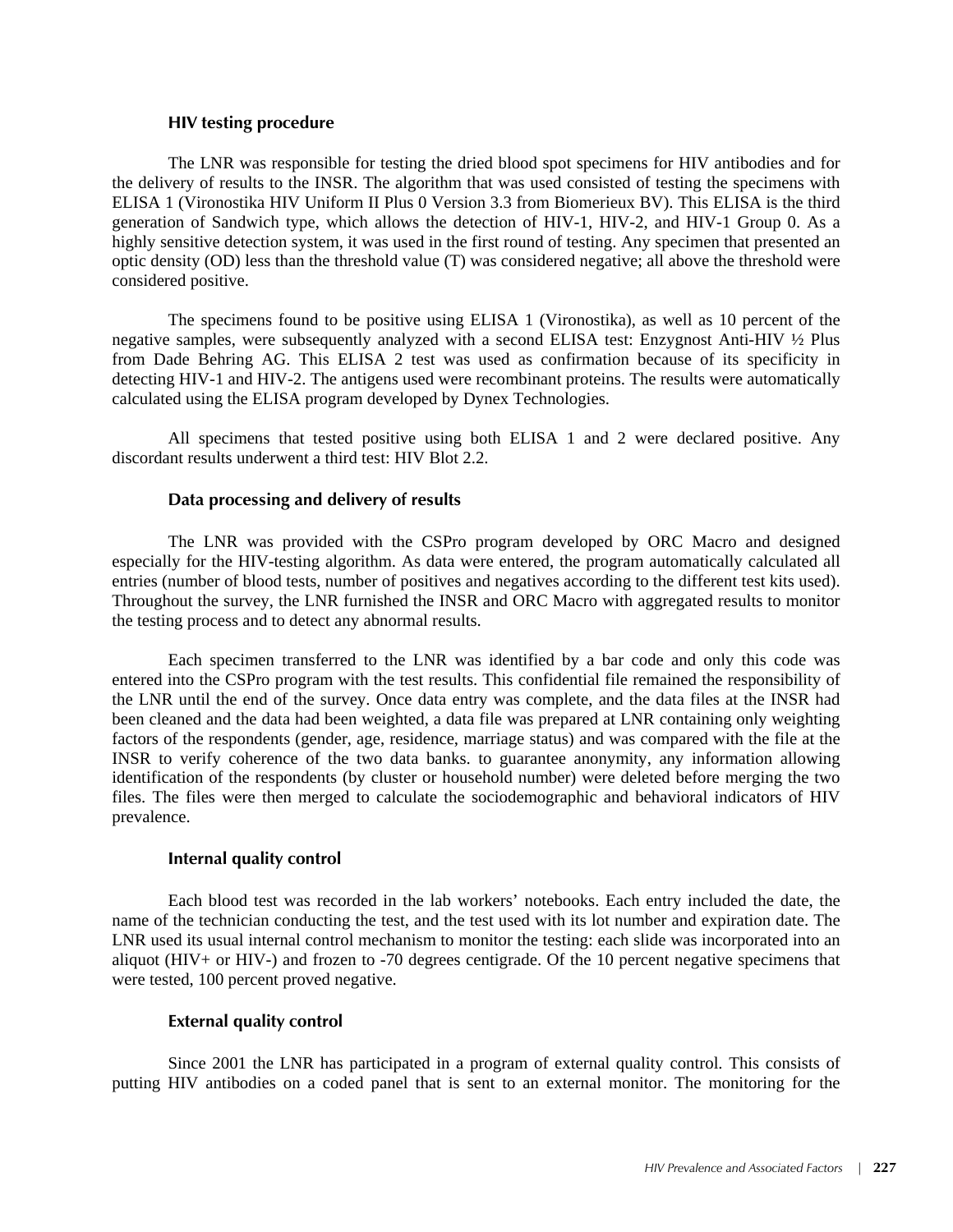### HIV testing procedure

The LNR was responsible for testing the dried blood spot specimens for HIV antibodies and for the delivery of results to the INSR. The algorithm that was used consisted of testing the specimens with ELISA 1 (Vironostika HIV Uniform II Plus 0 Version 3.3 from Biomerieux BV). This ELISA is the third generation of Sandwich type, which allows the detection of HIV-1, HIV-2, and HIV-1 Group 0. As a highly sensitive detection system, it was used in the first round of testing. Any specimen that presented an optic density (OD) less than the threshold value (T) was considered negative; all above the threshold were considered positive.

The specimens found to be positive using ELISA 1 (Vironostika), as well as 10 percent of the negative samples, were subsequently analyzed with a second ELISA test: Enzygnost Anti-HIV ½ Plus from Dade Behring AG. This ELISA 2 test was used as confirmation because of its specificity in detecting HIV-1 and HIV-2. The antigens used were recombinant proteins. The results were automatically calculated using the ELISA program developed by Dynex Technologies.

All specimens that tested positive using both ELISA 1 and 2 were declared positive. Any discordant results underwent a third test: HIV Blot 2.2.

### Data processing and delivery of results

The LNR was provided with the CSPro program developed by ORC Macro and designed especially for the HIV-testing algorithm. As data were entered, the program automatically calculated all entries (number of blood tests, number of positives and negatives according to the different test kits used). Throughout the survey, the LNR furnished the INSR and ORC Macro with aggregated results to monitor the testing process and to detect any abnormal results.

Each specimen transferred to the LNR was identified by a bar code and only this code was entered into the CSPro program with the test results. This confidential file remained the responsibility of the LNR until the end of the survey. Once data entry was complete, and the data files at the INSR had been cleaned and the data had been weighted, a data file was prepared at LNR containing only weighting factors of the respondents (gender, age, residence, marriage status) and was compared with the file at the INSR to verify coherence of the two data banks. to guarantee anonymity, any information allowing identification of the respondents (by cluster or household number) were deleted before merging the two files. The files were then merged to calculate the sociodemographic and behavioral indicators of HIV prevalence.

### Internal quality control

Each blood test was recorded in the lab workers' notebooks. Each entry included the date, the name of the technician conducting the test, and the test used with its lot number and expiration date. The LNR used its usual internal control mechanism to monitor the testing: each slide was incorporated into an aliquot (HIV+ or HIV-) and frozen to -70 degrees centigrade. Of the 10 percent negative specimens that were tested, 100 percent proved negative.

### External quality control

Since 2001 the LNR has participated in a program of external quality control. This consists of putting HIV antibodies on a coded panel that is sent to an external monitor. The monitoring for the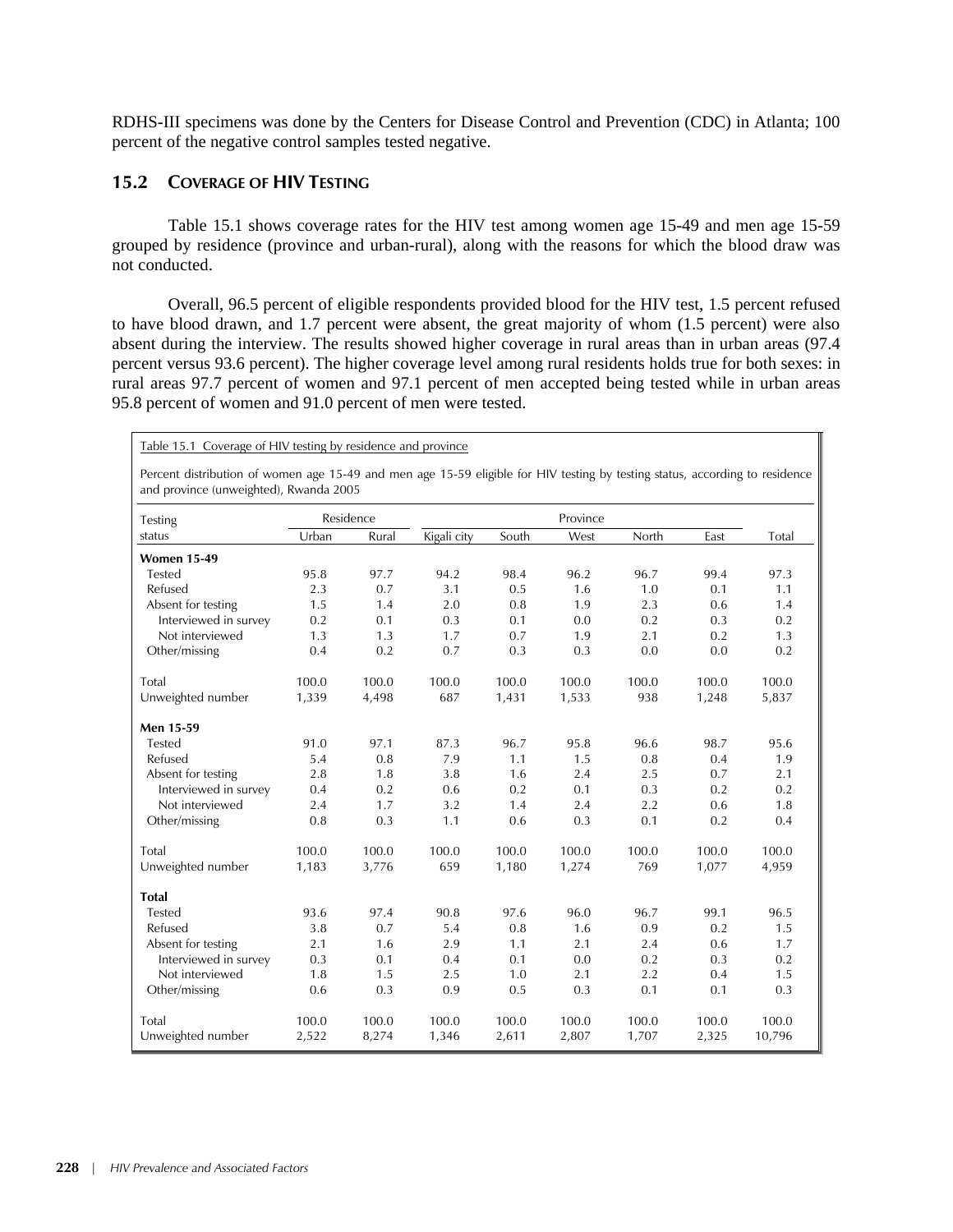RDHS-III specimens was done by the Centers for Disease Control and Prevention (CDC) in Atlanta; 100 percent of the negative control samples tested negative.

## 15.2 COVERAGE OF HIV TESTING

Table 15.1 shows coverage rates for the HIV test among women age 15-49 and men age 15-59 grouped by residence (province and urban-rural), along with the reasons for which the blood draw was not conducted.

Overall, 96.5 percent of eligible respondents provided blood for the HIV test, 1.5 percent refused to have blood drawn, and 1.7 percent were absent, the great majority of whom (1.5 percent) were also absent during the interview. The results showed higher coverage in rural areas than in urban areas (97.4 percent versus 93.6 percent). The higher coverage level among rural residents holds true for both sexes: in rural areas 97.7 percent of women and 97.1 percent of men accepted being tested while in urban areas 95.8 percent of women and 91.0 percent of men were tested.

Table 15.1 Coverage of HIV testing by residence and province

Percent distribution of women age 15-49 and men age 15-59 eligible for HIV testing by testing status, according to residence and province (unweighted), Rwanda 2005

| Testing status | Residence | | Province | | | | | Total |
|---|---|---|---|---|---|---|---|---|
| | Urban | Rural | Kigali city | South | West | North | East | |
| **Women 15-49** | | | | | | | | |
| Tested | 95.8 | 97.7 | 94.2 | 98.4 | 96.2 | 96.7 | 99.4 | 97.3 |
| Refused | 2.3 | 0.7 | 3.1 | 0.5 | 1.6 | 1.0 | 0.1 | 1.1 |
| Absent for testing | 1.5 | 1.4 | 2.0 | 0.8 | 1.9 | 2.3 | 0.6 | 1.4 |
| Interviewed in survey | 0.2 | 0.1 | 0.3 | 0.1 | 0.0 | 0.2 | 0.3 | 0.2 |
| Not interviewed | 1.3 | 1.3 | 1.7 | 0.7 | 1.9 | 2.1 | 0.2 | 1.3 |
| Other/missing | 0.4 | 0.2 | 0.7 | 0.3 | 0.3 | 0.0 | 0.0 | 0.2 |
| Total | 100.0 | 100.0 | 100.0 | 100.0 | 100.0 | 100.0 | 100.0 | 100.0 |
| Unweighted number | 1,339 | 4,498 | 687 | 1,431 | 1,533 | 938 | 1,248 | 5,837 |
| **Men 15-59** | | | | | | | | |
| Tested | 91.0 | 97.1 | 87.3 | 96.7 | 95.8 | 96.6 | 98.7 | 95.6 |
| Refused | 5.4 | 0.8 | 7.9 | 1.1 | 1.5 | 0.8 | 0.4 | 1.9 |
| Absent for testing | 2.8 | 1.8 | 3.8 | 1.6 | 2.4 | 2.5 | 0.7 | 2.1 |
| Interviewed in survey | 0.4 | 0.2 | 0.6 | 0.2 | 0.1 | 0.3 | 0.2 | 0.2 |
| Not interviewed | 2.4 | 1.7 | 3.2 | 1.4 | 2.4 | 2.2 | 0.6 | 1.8 |
| Other/missing | 0.8 | 0.3 | 1.1 | 0.6 | 0.3 | 0.1 | 0.2 | 0.4 |
| Total | 100.0 | 100.0 | 100.0 | 100.0 | 100.0 | 100.0 | 100.0 | 100.0 |
| Unweighted number | 1,183 | 3,776 | 659 | 1,180 | 1,274 | 769 | 1,077 | 4,959 |
| **Total** | | | | | | | | |
| Tested | 93.6 | 97.4 | 90.8 | 97.6 | 96.0 | 96.7 | 99.1 | 96.5 |
| Refused | 3.8 | 0.7 | 5.4 | 0.8 | 1.6 | 0.9 | 0.2 | 1.5 |
| Absent for testing | 2.1 | 1.6 | 2.9 | 1.1 | 2.1 | 2.4 | 0.6 | 1.7 |
| Interviewed in survey | 0.3 | 0.1 | 0.4 | 0.1 | 0.0 | 0.2 | 0.3 | 0.2 |
| Not interviewed | 1.8 | 1.5 | 2.5 | 1.0 | 2.1 | 2.2 | 0.4 | 1.5 |
| Other/missing | 0.6 | 0.3 | 0.9 | 0.5 | 0.3 | 0.1 | 0.1 | 0.3 |
| Total | 100.0 | 100.0 | 100.0 | 100.0 | 100.0 | 100.0 | 100.0 | 100.0 |
| Unweighted number | 2,522 | 8,274 | 1,346 | 2,611 | 2,807 | 1,707 | 2,325 | 10,796 |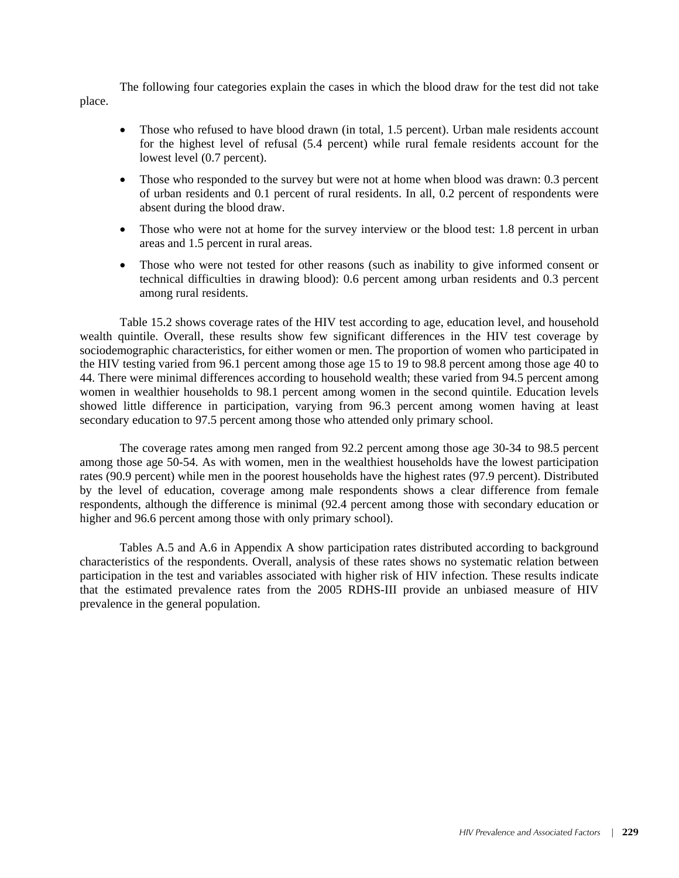The following four categories explain the cases in which the blood draw for the test did not take place.

- Those who refused to have blood drawn (in total, 1.5 percent). Urban male residents account for the highest level of refusal (5.4 percent) while rural female residents account for the lowest level (0.7 percent).
- Those who responded to the survey but were not at home when blood was drawn: 0.3 percent of urban residents and 0.1 percent of rural residents. In all, 0.2 percent of respondents were absent during the blood draw.
- Those who were not at home for the survey interview or the blood test: 1.8 percent in urban areas and 1.5 percent in rural areas.
- Those who were not tested for other reasons (such as inability to give informed consent or technical difficulties in drawing blood): 0.6 percent among urban residents and 0.3 percent among rural residents.

Table 15.2 shows coverage rates of the HIV test according to age, education level, and household wealth quintile. Overall, these results show few significant differences in the HIV test coverage by sociodemographic characteristics, for either women or men. The proportion of women who participated in the HIV testing varied from 96.1 percent among those age 15 to 19 to 98.8 percent among those age 40 to 44. There were minimal differences according to household wealth; these varied from 94.5 percent among women in wealthier households to 98.1 percent among women in the second quintile. Education levels showed little difference in participation, varying from 96.3 percent among women having at least secondary education to 97.5 percent among those who attended only primary school.

The coverage rates among men ranged from 92.2 percent among those age 30-34 to 98.5 percent among those age 50-54. As with women, men in the wealthiest households have the lowest participation rates (90.9 percent) while men in the poorest households have the highest rates (97.9 percent). Distributed by the level of education, coverage among male respondents shows a clear difference from female respondents, although the difference is minimal (92.4 percent among those with secondary education or higher and 96.6 percent among those with only primary school).

Tables A.5 and A.6 in Appendix A show participation rates distributed according to background characteristics of the respondents. Overall, analysis of these rates shows no systematic relation between participation in the test and variables associated with higher risk of HIV infection. These results indicate that the estimated prevalence rates from the 2005 RDHS-III provide an unbiased measure of HIV prevalence in the general population.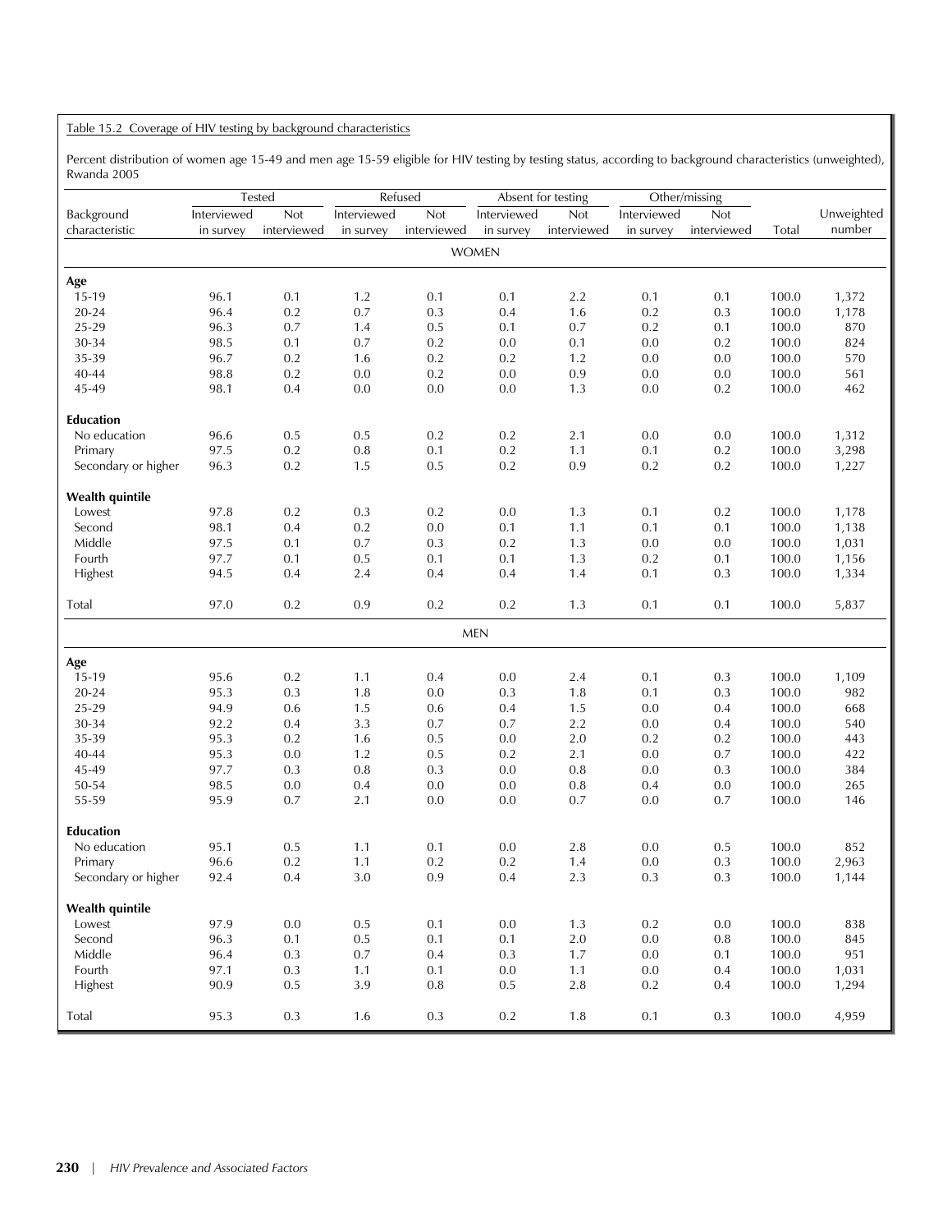Table 15.2 Coverage of HIV testing by background characteristics

Percent distribution of women age 15-49 and men age 15-59 eligible for HIV testing by testing status, according to background characteristics (unweighted), Rwanda 2005

| Background characteristic | Tested | | Refused | | Absent for testing | | Other/missing | | Total | Unweighted number |
|---|---|---|---|---|---|---|---|---|---|---|
| | Interviewed in survey | Not interviewed | Interviewed in survey | Not interviewed | Interviewed in survey | Not interviewed | Interviewed in survey | Not interviewed | | |
| **WOMEN** | | | | | | | | | | |
| **Age** | | | | | | | | | | |
| 15-19 | 96.1 | 0.1 | 1.2 | 0.1 | 0.1 | 2.2 | 0.1 | 0.1 | 100.0 | 1,372 |
| 20-24 | 96.4 | 0.2 | 0.7 | 0.3 | 0.4 | 1.6 | 0.2 | 0.3 | 100.0 | 1,178 |
| 25-29 | 96.3 | 0.7 | 1.4 | 0.5 | 0.1 | 0.7 | 0.2 | 0.1 | 100.0 | 870 |
| 30-34 | 98.5 | 0.1 | 0.7 | 0.2 | 0.0 | 0.1 | 0.0 | 0.2 | 100.0 | 824 |
| 35-39 | 96.7 | 0.2 | 1.6 | 0.2 | 0.2 | 1.2 | 0.0 | 0.0 | 100.0 | 570 |
| 40-44 | 98.8 | 0.2 | 0.0 | 0.2 | 0.0 | 0.9 | 0.0 | 0.0 | 100.0 | 561 |
| 45-49 | 98.1 | 0.4 | 0.0 | 0.0 | 0.0 | 1.3 | 0.0 | 0.2 | 100.0 | 462 |
| **Education** | | | | | | | | | | |
| No education | 96.6 | 0.5 | 0.5 | 0.2 | 0.2 | 2.1 | 0.0 | 0.0 | 100.0 | 1,312 |
| Primary | 97.5 | 0.2 | 0.8 | 0.1 | 0.2 | 1.1 | 0.1 | 0.2 | 100.0 | 3,298 |
| Secondary or higher | 96.3 | 0.2 | 1.5 | 0.5 | 0.2 | 0.9 | 0.2 | 0.2 | 100.0 | 1,227 |
| **Wealth quintile** | | | | | | | | | | |
| Lowest | 97.8 | 0.2 | 0.3 | 0.2 | 0.0 | 1.3 | 0.1 | 0.2 | 100.0 | 1,178 |
| Second | 98.1 | 0.4 | 0.2 | 0.0 | 0.1 | 1.1 | 0.1 | 0.1 | 100.0 | 1,138 |
| Middle | 97.5 | 0.1 | 0.7 | 0.3 | 0.2 | 1.3 | 0.0 | 0.0 | 100.0 | 1,031 |
| Fourth | 97.7 | 0.1 | 0.5 | 0.1 | 0.1 | 1.3 | 0.2 | 0.1 | 100.0 | 1,156 |
| Highest | 94.5 | 0.4 | 2.4 | 0.4 | 0.4 | 1.4 | 0.1 | 0.3 | 100.0 | 1,334 |
| Total | 97.0 | 0.2 | 0.9 | 0.2 | 0.2 | 1.3 | 0.1 | 0.1 | 100.0 | 5,837 |
| **MEN** | | | | | | | | | | |
| **Age** | | | | | | | | | | |
| 15-19 | 95.6 | 0.2 | 1.1 | 0.4 | 0.0 | 2.4 | 0.1 | 0.3 | 100.0 | 1,109 |
| 20-24 | 95.3 | 0.3 | 1.8 | 0.0 | 0.3 | 1.8 | 0.1 | 0.3 | 100.0 | 982 |
| 25-29 | 94.9 | 0.6 | 1.5 | 0.6 | 0.4 | 1.5 | 0.0 | 0.4 | 100.0 | 668 |
| 30-34 | 92.2 | 0.4 | 3.3 | 0.7 | 0.7 | 2.2 | 0.0 | 0.4 | 100.0 | 540 |
| 35-39 | 95.3 | 0.2 | 1.6 | 0.5 | 0.0 | 2.0 | 0.2 | 0.2 | 100.0 | 443 |
| 40-44 | 95.3 | 0.0 | 1.2 | 0.5 | 0.2 | 2.1 | 0.0 | 0.7 | 100.0 | 422 |
| 45-49 | 97.7 | 0.3 | 0.8 | 0.3 | 0.0 | 0.8 | 0.0 | 0.3 | 100.0 | 384 |
| 50-54 | 98.5 | 0.0 | 0.4 | 0.0 | 0.0 | 0.8 | 0.4 | 0.0 | 100.0 | 265 |
| 55-59 | 95.9 | 0.7 | 2.1 | 0.0 | 0.0 | 0.7 | 0.0 | 0.7 | 100.0 | 146 |
| **Education** | | | | | | | | | | |
| No education | 95.1 | 0.5 | 1.1 | 0.1 | 0.0 | 2.8 | 0.0 | 0.5 | 100.0 | 852 |
| Primary | 96.6 | 0.2 | 1.1 | 0.2 | 0.2 | 1.4 | 0.0 | 0.3 | 100.0 | 2,963 |
| Secondary or higher | 92.4 | 0.4 | 3.0 | 0.9 | 0.4 | 2.3 | 0.3 | 0.3 | 100.0 | 1,144 |
| **Wealth quintile** | | | | | | | | | | |
| Lowest | 97.9 | 0.0 | 0.5 | 0.1 | 0.0 | 1.3 | 0.2 | 0.0 | 100.0 | 838 |
| Second | 96.3 | 0.1 | 0.5 | 0.1 | 0.1 | 2.0 | 0.0 | 0.8 | 100.0 | 845 |
| Middle | 96.4 | 0.3 | 0.7 | 0.4 | 0.3 | 1.7 | 0.0 | 0.1 | 100.0 | 951 |
| Fourth | 97.1 | 0.3 | 1.1 | 0.1 | 0.0 | 1.1 | 0.0 | 0.4 | 100.0 | 1,031 |
| Highest | 90.9 | 0.5 | 3.9 | 0.8 | 0.5 | 2.8 | 0.2 | 0.4 | 100.0 | 1,294 |
| Total | 95.3 | 0.3 | 1.6 | 0.3 | 0.2 | 1.8 | 0.1 | 0.3 | 100.0 | 4,959 |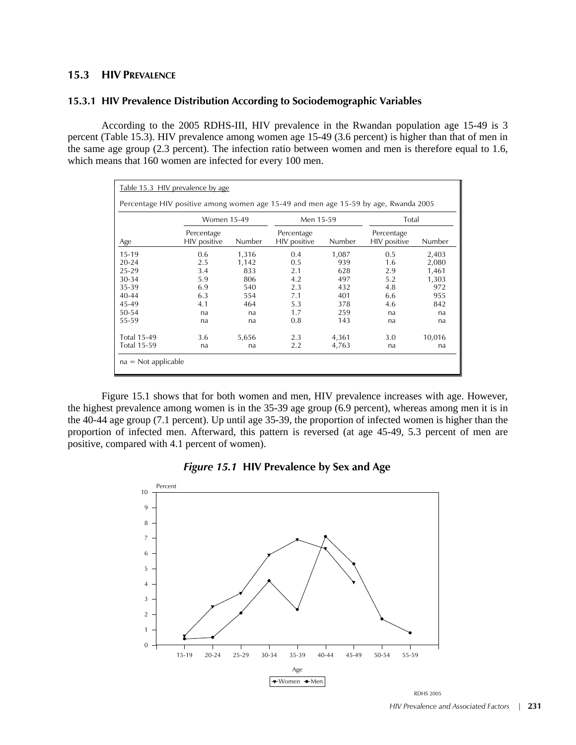## 15.3 HIV PREVALENCE

### 15.3.1 HIV Prevalence Distribution According to Sociodemographic Variables

According to the 2005 RDHS-III, HIV prevalence in the Rwandan population age 15-49 is 3 percent (Table 15.3). HIV prevalence among women age 15-49 (3.6 percent) is higher than that of men in the same age group (2.3 percent). The infection ratio between women and men is therefore equal to 1.6, which means that 160 women are infected for every 100 men.

Table 15.3 HIV prevalence by age

Percentage HIV positive among women age 15-49 and men age 15-59 by age, Rwanda 2005

| | Women 15-49 | | Men 15-59 | | Total | |
|---|---|---|---|---|---|---|
| Age | Percentage HIV positive | Number | Percentage HIV positive | Number | Percentage HIV positive | Number |
| 15-19 | 0.6 | 1,316 | 0.4 | 1,087 | 0.5 | 2,403 |
| 20-24 | 2.5 | 1,142 | 0.5 | 939 | 1.6 | 2,080 |
| 25-29 | 3.4 | 833 | 2.1 | 628 | 2.9 | 1,461 |
| 30-34 | 5.9 | 806 | 4.2 | 497 | 5.2 | 1,303 |
| 35-39 | 6.9 | 540 | 2.3 | 432 | 4.8 | 972 |
| 40-44 | 6.3 | 554 | 7.1 | 401 | 6.6 | 955 |
| 45-49 | 4.1 | 464 | 5.3 | 378 | 4.6 | 842 |
| 50-54 | na | na | 1.7 | 259 | na | na |
| 55-59 | na | na | 0.8 | 143 | na | na |
| Total 15-49 | 3.6 | 5,656 | 2.3 | 4,361 | 3.0 | 10,016 |
| Total 15-59 | na | na | 2.2 | 4,763 | na | na |

na = Not applicable

Figure 15.1 shows that for both women and men, HIV prevalence increases with age. However, the highest prevalence among women is in the 35-39 age group (6.9 percent), whereas among men it is in the 40-44 age group (7.1 percent). Up until age 35-39, the proportion of infected women is higher than the proportion of infected men. Afterward, this pattern is reversed (at age 45-49, 5.3 percent of men are positive, compared with 4.1 percent of women).

***Figure 15.1*** **HIV Prevalence by Sex and Age**

Percent

10
9
8
7
6
5
4
3
2
1
0

15-19 20-24 25-29 30-34 35-39 40-44 45-49 50-54 55-59

Age

Women Men

RDHS 2005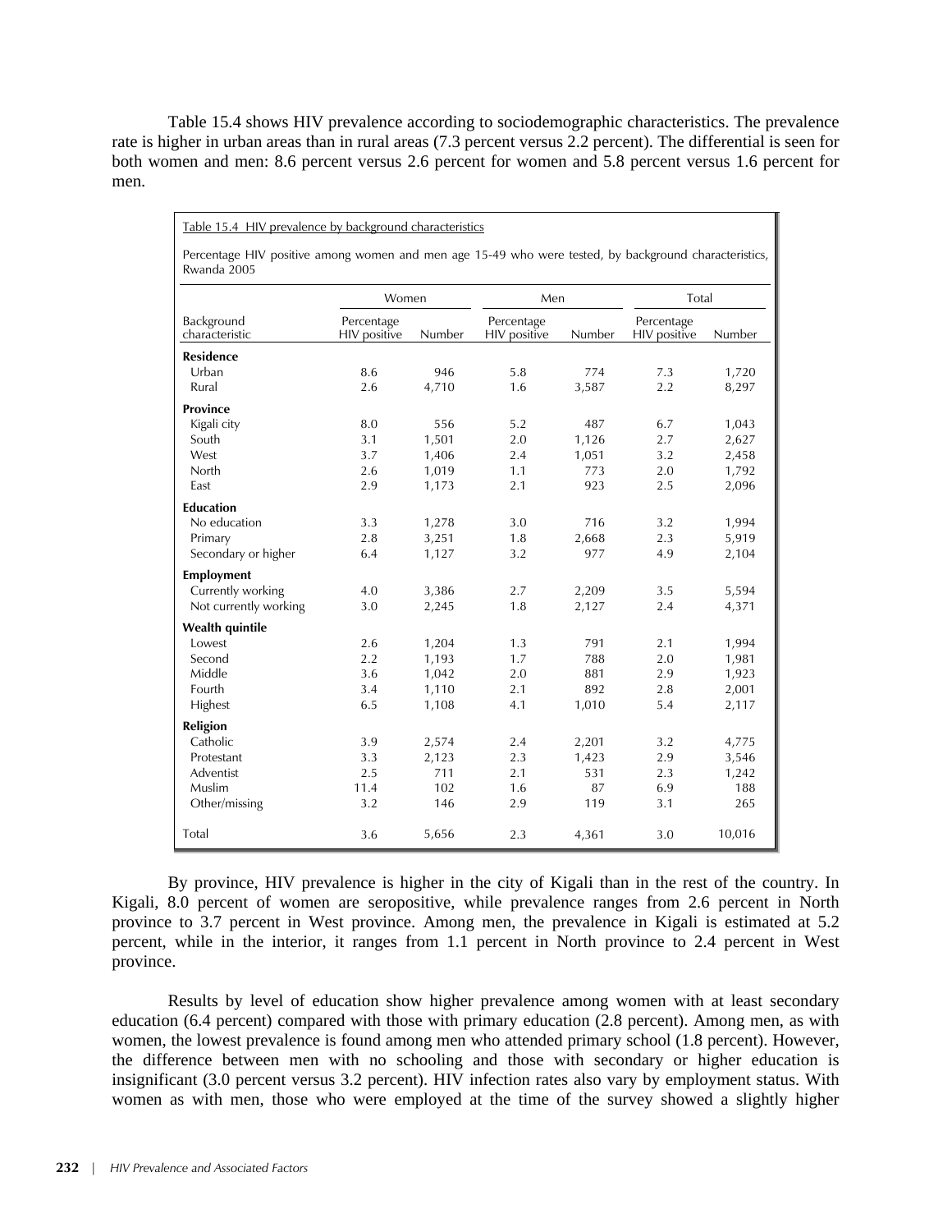Table 15.4 shows HIV prevalence according to sociodemographic characteristics. The prevalence rate is higher in urban areas than in rural areas (7.3 percent versus 2.2 percent). The differential is seen for both women and men: 8.6 percent versus 2.6 percent for women and 5.8 percent versus 1.6 percent for men.

Table 15.4 HIV prevalence by background characteristics

Percentage HIV positive among women and men age 15-49 who were tested, by background characteristics, Rwanda 2005

| Background characteristic | Women | | Men | | Total | |
|---|---|---|---|---|---|---|
| | Percentage HIV positive | Number | Percentage HIV positive | Number | Percentage HIV positive | Number |
| **Residence** | | | | | | |
| Urban | 8.6 | 946 | 5.8 | 774 | 7.3 | 1,720 |
| Rural | 2.6 | 4,710 | 1.6 | 3,587 | 2.2 | 8,297 |
| **Province** | | | | | | |
| Kigali city | 8.0 | 556 | 5.2 | 487 | 6.7 | 1,043 |
| South | 3.1 | 1,501 | 2.0 | 1,126 | 2.7 | 2,627 |
| West | 3.7 | 1,406 | 2.4 | 1,051 | 3.2 | 2,458 |
| North | 2.6 | 1,019 | 1.1 | 773 | 2.0 | 1,792 |
| East | 2.9 | 1,173 | 2.1 | 923 | 2.5 | 2,096 |
| **Education** | | | | | | |
| No education | 3.3 | 1,278 | 3.0 | 716 | 3.2 | 1,994 |
| Primary | 2.8 | 3,251 | 1.8 | 2,668 | 2.3 | 5,919 |
| Secondary or higher | 6.4 | 1,127 | 3.2 | 977 | 4.9 | 2,104 |
| **Employment** | | | | | | |
| Currently working | 4.0 | 3,386 | 2.7 | 2,209 | 3.5 | 5,594 |
| Not currently working | 3.0 | 2,245 | 1.8 | 2,127 | 2.4 | 4,371 |
| **Wealth quintile** | | | | | | |
| Lowest | 2.6 | 1,204 | 1.3 | 791 | 2.1 | 1,994 |
| Second | 2.2 | 1,193 | 1.7 | 788 | 2.0 | 1,981 |
| Middle | 3.6 | 1,042 | 2.0 | 881 | 2.9 | 1,923 |
| Fourth | 3.4 | 1,110 | 2.1 | 892 | 2.8 | 2,001 |
| Highest | 6.5 | 1,108 | 4.1 | 1,010 | 5.4 | 2,117 |
| **Religion** | | | | | | |
| Catholic | 3.9 | 2,574 | 2.4 | 2,201 | 3.2 | 4,775 |
| Protestant | 3.3 | 2,123 | 2.3 | 1,423 | 2.9 | 3,546 |
| Adventist | 2.5 | 711 | 2.1 | 531 | 2.3 | 1,242 |
| Muslim | 11.4 | 102 | 1.6 | 87 | 6.9 | 188 |
| Other/missing | 3.2 | 146 | 2.9 | 119 | 3.1 | 265 |
| Total | 3.6 | 5,656 | 2.3 | 4,361 | 3.0 | 10,016 |

By province, HIV prevalence is higher in the city of Kigali than in the rest of the country. In Kigali, 8.0 percent of women are seropositive, while prevalence ranges from 2.6 percent in North province to 3.7 percent in West province. Among men, the prevalence in Kigali is estimated at 5.2 percent, while in the interior, it ranges from 1.1 percent in North province to 2.4 percent in West province.

Results by level of education show higher prevalence among women with at least secondary education (6.4 percent) compared with those with primary education (2.8 percent). Among men, as with women, the lowest prevalence is found among men who attended primary school (1.8 percent). However, the difference between men with no schooling and those with secondary or higher education is insignificant (3.0 percent versus 3.2 percent). HIV infection rates also vary by employment status. With women as with men, those who were employed at the time of the survey showed a slightly higher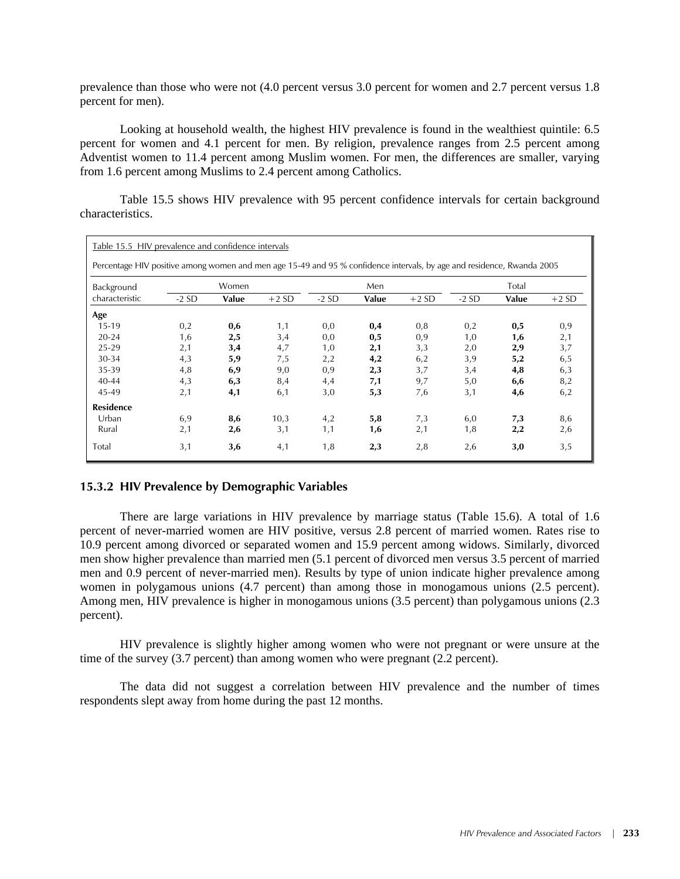prevalence than those who were not (4.0 percent versus 3.0 percent for women and 2.7 percent versus 1.8 percent for men).

Looking at household wealth, the highest HIV prevalence is found in the wealthiest quintile: 6.5 percent for women and 4.1 percent for men. By religion, prevalence ranges from 2.5 percent among Adventist women to 11.4 percent among Muslim women. For men, the differences are smaller, varying from 1.6 percent among Muslims to 2.4 percent among Catholics.

Table 15.5 shows HIV prevalence with 95 percent confidence intervals for certain background characteristics.

Table 15.5 HIV prevalence and confidence intervals

Percentage HIV positive among women and men age 15-49 and 95 % confidence intervals, by age and residence, Rwanda 2005

| Background characteristic | Women | | | Men | | | Total | | |
|---|---|---|---|---|---|---|---|---|---|
| | -2 SD | **Value** | +2 SD | -2 SD | **Value** | +2 SD | -2 SD | **Value** | +2 SD |
| **Age** | | | | | | | | | |
| 15-19 | 0,2 | **0,6** | 1,1 | 0,0 | **0,4** | 0,8 | 0,2 | **0,5** | 0,9 |
| 20-24 | 1,6 | **2,5** | 3,4 | 0,0 | **0,5** | 0,9 | 1,0 | **1,6** | 2,1 |
| 25-29 | 2,1 | **3,4** | 4,7 | 1,0 | **2,1** | 3,3 | 2,0 | **2,9** | 3,7 |
| 30-34 | 4,3 | **5,9** | 7,5 | 2,2 | **4,2** | 6,2 | 3,9 | **5,2** | 6,5 |
| 35-39 | 4,8 | **6,9** | 9,0 | 0,9 | **2,3** | 3,7 | 3,4 | **4,8** | 6,3 |
| 40-44 | 4,3 | **6,3** | 8,4 | 4,4 | **7,1** | 9,7 | 5,0 | **6,6** | 8,2 |
| 45-49 | 2,1 | **4,1** | 6,1 | 3,0 | **5,3** | 7,6 | 3,1 | **4,6** | 6,2 |
| **Residence** | | | | | | | | | |
| Urban | 6,9 | **8,6** | 10,3 | 4,2 | **5,8** | 7,3 | 6,0 | **7,3** | 8,6 |
| Rural | 2,1 | **2,6** | 3,1 | 1,1 | **1,6** | 2,1 | 1,8 | **2,2** | 2,6 |
| Total | 3,1 | **3,6** | 4,1 | 1,8 | **2,3** | 2,8 | 2,6 | **3,0** | 3,5 |

### 15.3.2 HIV Prevalence by Demographic Variables

There are large variations in HIV prevalence by marriage status (Table 15.6). A total of 1.6 percent of never-married women are HIV positive, versus 2.8 percent of married women. Rates rise to 10.9 percent among divorced or separated women and 15.9 percent among widows. Similarly, divorced men show higher prevalence than married men (5.1 percent of divorced men versus 3.5 percent of married men and 0.9 percent of never-married men). Results by type of union indicate higher prevalence among women in polygamous unions (4.7 percent) than among those in monogamous unions (2.5 percent). Among men, HIV prevalence is higher in monogamous unions (3.5 percent) than polygamous unions (2.3 percent).

HIV prevalence is slightly higher among women who were not pregnant or were unsure at the time of the survey (3.7 percent) than among women who were pregnant (2.2 percent).

The data did not suggest a correlation between HIV prevalence and the number of times respondents slept away from home during the past 12 months.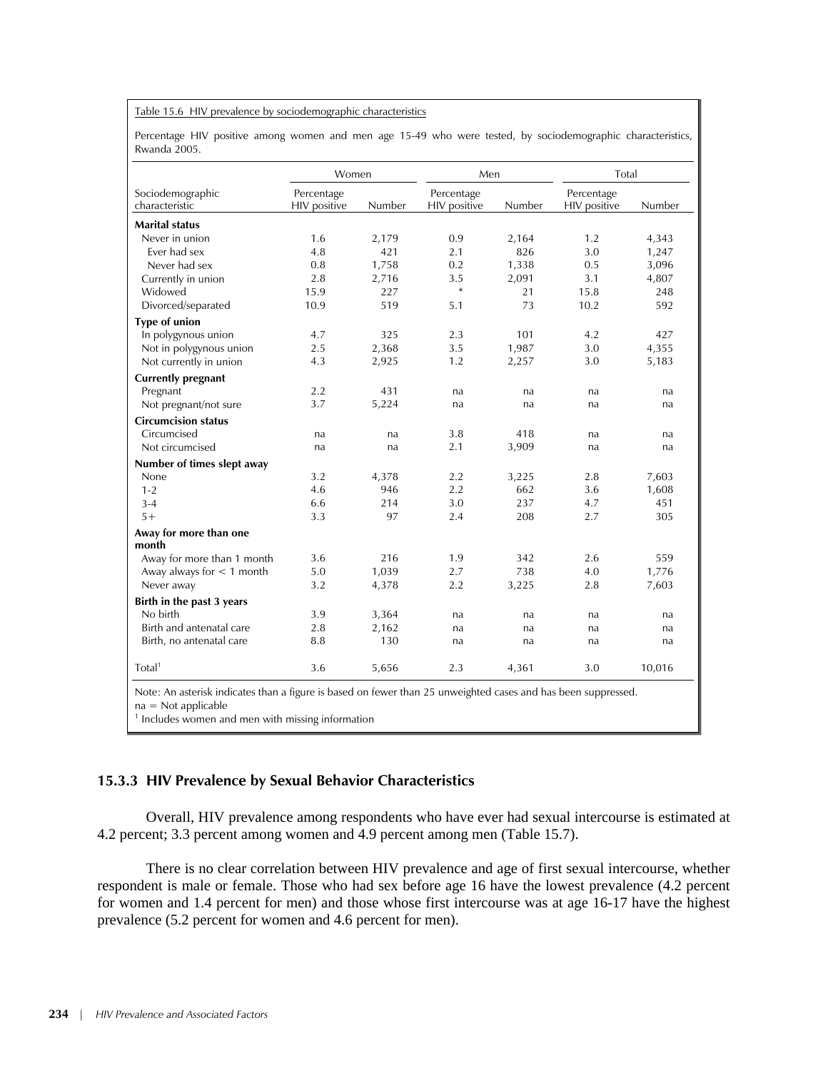Table 15.6 HIV prevalence by sociodemographic characteristics

Percentage HIV positive among women and men age 15-49 who were tested, by sociodemographic characteristics, Rwanda 2005.

| Sociodemographic characteristic | Women | | Men | | Total | |
|---|---|---|---|---|---|---|
| | Percentage HIV positive | Number | Percentage HIV positive | Number | Percentage HIV positive | Number |
| **Marital status** | | | | | | |
| Never in union | 1.6 | 2,179 | 0.9 | 2,164 | 1.2 | 4,343 |
| Ever had sex | 4.8 | 421 | 2.1 | 826 | 3.0 | 1,247 |
| Never had sex | 0.8 | 1,758 | 0.2 | 1,338 | 0.5 | 3,096 |
| Currently in union | 2.8 | 2,716 | 3.5 | 2,091 | 3.1 | 4,807 |
| Widowed | 15.9 | 227 | * | 21 | 15.8 | 248 |
| Divorced/separated | 10.9 | 519 | 5.1 | 73 | 10.2 | 592 |
| **Type of union** | | | | | | |
| In polygynous union | 4.7 | 325 | 2.3 | 101 | 4.2 | 427 |
| Not in polygynous union | 2.5 | 2,368 | 3.5 | 1,987 | 3.0 | 4,355 |
| Not currently in union | 4.3 | 2,925 | 1.2 | 2,257 | 3.0 | 5,183 |
| **Currently pregnant** | | | | | | |
| Pregnant | 2.2 | 431 | na | na | na | na |
| Not pregnant/not sure | 3.7 | 5,224 | na | na | na | na |
| **Circumcision status** | | | | | | |
| Circumcised | na | na | 3.8 | 418 | na | na |
| Not circumcised | na | na | 2.1 | 3,909 | na | na |
| **Number of times slept away** | | | | | | |
| None | 3.2 | 4,378 | 2.2 | 3,225 | 2.8 | 7,603 |
| 1-2 | 4.6 | 946 | 2.2 | 662 | 3.6 | 1,608 |
| 3-4 | 6.6 | 214 | 3.0 | 237 | 4.7 | 451 |
| 5+ | 3.3 | 97 | 2.4 | 208 | 2.7 | 305 |
| **Away for more than one month** | | | | | | |
| Away for more than 1 month | 3.6 | 216 | 1.9 | 342 | 2.6 | 559 |
| Away always for < 1 month | 5.0 | 1,039 | 2.7 | 738 | 4.0 | 1,776 |
| Never away | 3.2 | 4,378 | 2.2 | 3,225 | 2.8 | 7,603 |
| **Birth in the past 3 years** | | | | | | |
| No birth | 3.9 | 3,364 | na | na | na | na |
| Birth and antenatal care | 2.8 | 2,162 | na | na | na | na |
| Birth, no antenatal care | 8.8 | 130 | na | na | na | na |
| Total[1] | 3.6 | 5,656 | 2.3 | 4,361 | 3.0 | 10,016 |

Note: An asterisk indicates than a figure is based on fewer than 25 unweighted cases and has been suppressed.
na = Not applicable
[1] Includes women and men with missing information

### 15.3.3 HIV Prevalence by Sexual Behavior Characteristics

Overall, HIV prevalence among respondents who have ever had sexual intercourse is estimated at 4.2 percent; 3.3 percent among women and 4.9 percent among men (Table 15.7).

There is no clear correlation between HIV prevalence and age of first sexual intercourse, whether respondent is male or female. Those who had sex before age 16 have the lowest prevalence (4.2 percent for women and 1.4 percent for men) and those whose first intercourse was at age 16-17 have the highest prevalence (5.2 percent for women and 4.6 percent for men).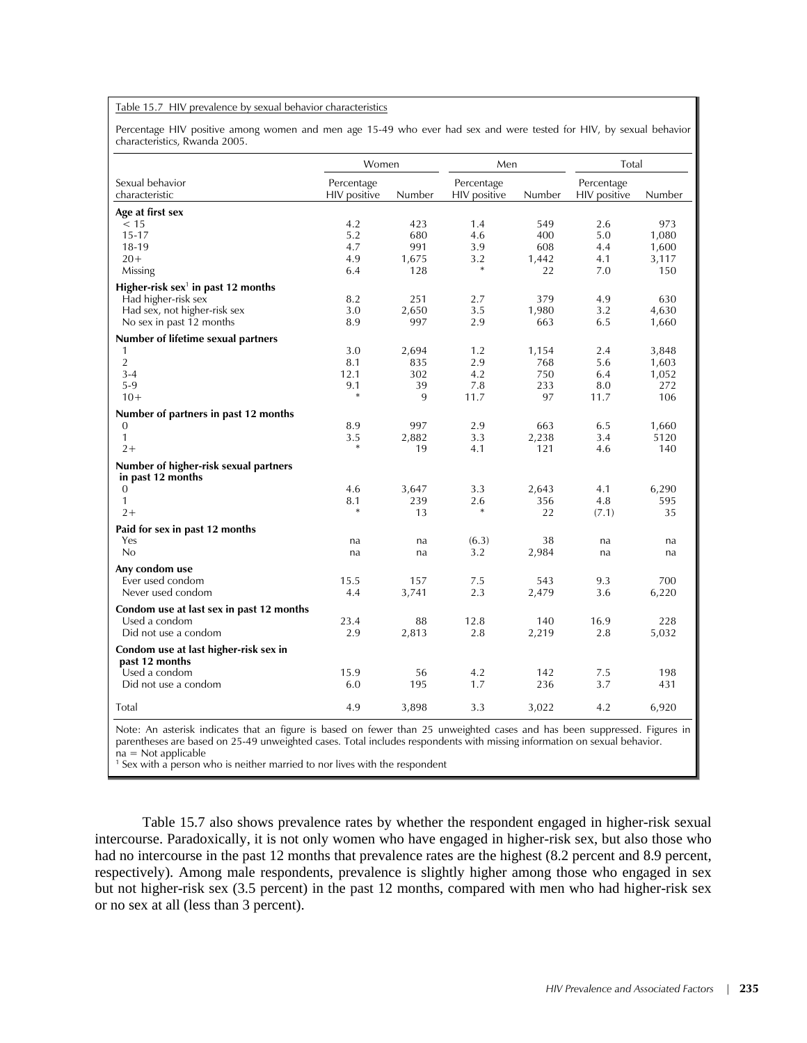Table 15.7 HIV prevalence by sexual behavior characteristics

Percentage HIV positive among women and men age 15-49 who ever had sex and were tested for HIV, by sexual behavior characteristics, Rwanda 2005.

| Sexual behavior characteristic | Women | | Men | | Total | |
|---|---|---|---|---|---|---|
| | Percentage HIV positive | Number | Percentage HIV positive | Number | Percentage HIV positive | Number |
| **Age at first sex** | | | | | | |
| < 15 | 4.2 | 423 | 1.4 | 549 | 2.6 | 973 |
| 15-17 | 5.2 | 680 | 4.6 | 400 | 5.0 | 1,080 |
| 18-19 | 4.7 | 991 | 3.9 | 608 | 4.4 | 1,600 |
| 20+ | 4.9 | 1,675 | 3.2 | 1,442 | 4.1 | 3,117 |
| Missing | 6.4 | 128 | * | 22 | 7.0 | 150 |
| **Higher-risk sex[1] in past 12 months** | | | | | | |
| Had higher-risk sex | 8.2 | 251 | 2.7 | 379 | 4.9 | 630 |
| Had sex, not higher-risk sex | 3.0 | 2,650 | 3.5 | 1,980 | 3.2 | 4,630 |
| No sex in past 12 months | 8.9 | 997 | 2.9 | 663 | 6.5 | 1,660 |
| **Number of lifetime sexual partners** | | | | | | |
| 1 | 3.0 | 2,694 | 1.2 | 1,154 | 2.4 | 3,848 |
| 2 | 8.1 | 835 | 2.9 | 768 | 5.6 | 1,603 |
| 3-4 | 12.1 | 302 | 4.2 | 750 | 6.4 | 1,052 |
| 5-9 | 9.1 | 39 | 7.8 | 233 | 8.0 | 272 |
| 10+ | * | 9 | 11.7 | 97 | 11.7 | 106 |
| **Number of partners in past 12 months** | | | | | | |
| 0 | 8.9 | 997 | 2.9 | 663 | 6.5 | 1,660 |
| 1 | 3.5 | 2,882 | 3.3 | 2,238 | 3.4 | 5120 |
| 2+ | * | 19 | 4.1 | 121 | 4.6 | 140 |
| **Number of higher-risk sexual partners in past 12 months** | | | | | | |
| 0 | 4.6 | 3,647 | 3.3 | 2,643 | 4.1 | 6,290 |
| 1 | 8.1 | 239 | 2.6 | 356 | 4.8 | 595 |
| 2+ | * | 13 | * | 22 | (7.1) | 35 |
| **Paid for sex in past 12 months** | | | | | | |
| Yes | na | na | (6.3) | 38 | na | na |
| No | na | na | 3.2 | 2,984 | na | na |
| **Any condom use** | | | | | | |
| Ever used condom | 15.5 | 157 | 7.5 | 543 | 9.3 | 700 |
| Never used condom | 4.4 | 3,741 | 2.3 | 2,479 | 3.6 | 6,220 |
| **Condom use at last sex in past 12 months** | | | | | | |
| Used a condom | 23.4 | 88 | 12.8 | 140 | 16.9 | 228 |
| Did not use a condom | 2.9 | 2,813 | 2.8 | 2,219 | 2.8 | 5,032 |
| **Condom use at last higher-risk sex in past 12 months** | | | | | | |
| Used a condom | 15.9 | 56 | 4.2 | 142 | 7.5 | 198 |
| Did not use a condom | 6.0 | 195 | 1.7 | 236 | 3.7 | 431 |
| Total | 4.9 | 3,898 | 3.3 | 3,022 | 4.2 | 6,920 |

Note: An asterisk indicates that an figure is based on fewer than 25 unweighted cases and has been suppressed. Figures in parentheses are based on 25-49 unweighted cases. Total includes respondents with missing information on sexual behavior.
na = Not applicable
[1] Sex with a person who is neither married to nor lives with the respondent

Table 15.7 also shows prevalence rates by whether the respondent engaged in higher-risk sexual intercourse. Paradoxically, it is not only women who have engaged in higher-risk sex, but also those who had no intercourse in the past 12 months that prevalence rates are the highest (8.2 percent and 8.9 percent, respectively). Among male respondents, prevalence is slightly higher among those who engaged in sex but not higher-risk sex (3.5 percent) in the past 12 months, compared with men who had higher-risk sex or no sex at all (less than 3 percent).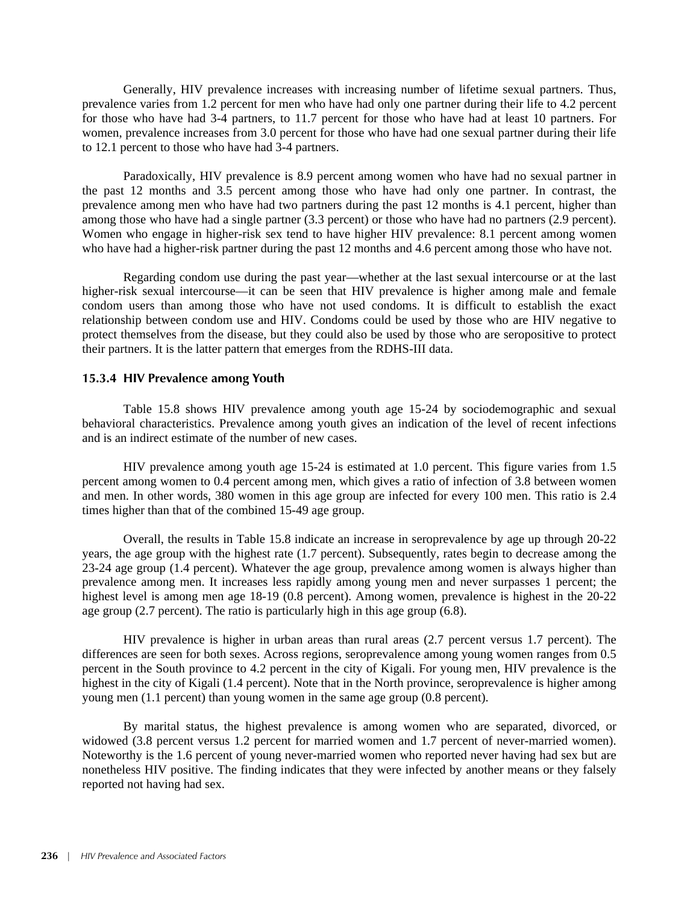Generally, HIV prevalence increases with increasing number of lifetime sexual partners. Thus, prevalence varies from 1.2 percent for men who have had only one partner during their life to 4.2 percent for those who have had 3-4 partners, to 11.7 percent for those who have had at least 10 partners. For women, prevalence increases from 3.0 percent for those who have had one sexual partner during their life to 12.1 percent to those who have had 3-4 partners.

Paradoxically, HIV prevalence is 8.9 percent among women who have had no sexual partner in the past 12 months and 3.5 percent among those who have had only one partner. In contrast, the prevalence among men who have had two partners during the past 12 months is 4.1 percent, higher than among those who have had a single partner (3.3 percent) or those who have had no partners (2.9 percent). Women who engage in higher-risk sex tend to have higher HIV prevalence: 8.1 percent among women who have had a higher-risk partner during the past 12 months and 4.6 percent among those who have not.

Regarding condom use during the past year—whether at the last sexual intercourse or at the last higher-risk sexual intercourse—it can be seen that HIV prevalence is higher among male and female condom users than among those who have not used condoms. It is difficult to establish the exact relationship between condom use and HIV. Condoms could be used by those who are HIV negative to protect themselves from the disease, but they could also be used by those who are seropositive to protect their partners. It is the latter pattern that emerges from the RDHS-III data.

### 15.3.4 HIV Prevalence among Youth

Table 15.8 shows HIV prevalence among youth age 15-24 by sociodemographic and sexual behavioral characteristics. Prevalence among youth gives an indication of the level of recent infections and is an indirect estimate of the number of new cases.

HIV prevalence among youth age 15-24 is estimated at 1.0 percent. This figure varies from 1.5 percent among women to 0.4 percent among men, which gives a ratio of infection of 3.8 between women and men. In other words, 380 women in this age group are infected for every 100 men. This ratio is 2.4 times higher than that of the combined 15-49 age group.

Overall, the results in Table 15.8 indicate an increase in seroprevalence by age up through 20-22 years, the age group with the highest rate (1.7 percent). Subsequently, rates begin to decrease among the 23-24 age group (1.4 percent). Whatever the age group, prevalence among women is always higher than prevalence among men. It increases less rapidly among young men and never surpasses 1 percent; the highest level is among men age 18-19 (0.8 percent). Among women, prevalence is highest in the 20-22 age group (2.7 percent). The ratio is particularly high in this age group (6.8).

HIV prevalence is higher in urban areas than rural areas (2.7 percent versus 1.7 percent). The differences are seen for both sexes. Across regions, seroprevalence among young women ranges from 0.5 percent in the South province to 4.2 percent in the city of Kigali. For young men, HIV prevalence is the highest in the city of Kigali (1.4 percent). Note that in the North province, seroprevalence is higher among young men (1.1 percent) than young women in the same age group (0.8 percent).

By marital status, the highest prevalence is among women who are separated, divorced, or widowed (3.8 percent versus 1.2 percent for married women and 1.7 percent of never-married women). Noteworthy is the 1.6 percent of young never-married women who reported never having had sex but are nonetheless HIV positive. The finding indicates that they were infected by another means or they falsely reported not having had sex.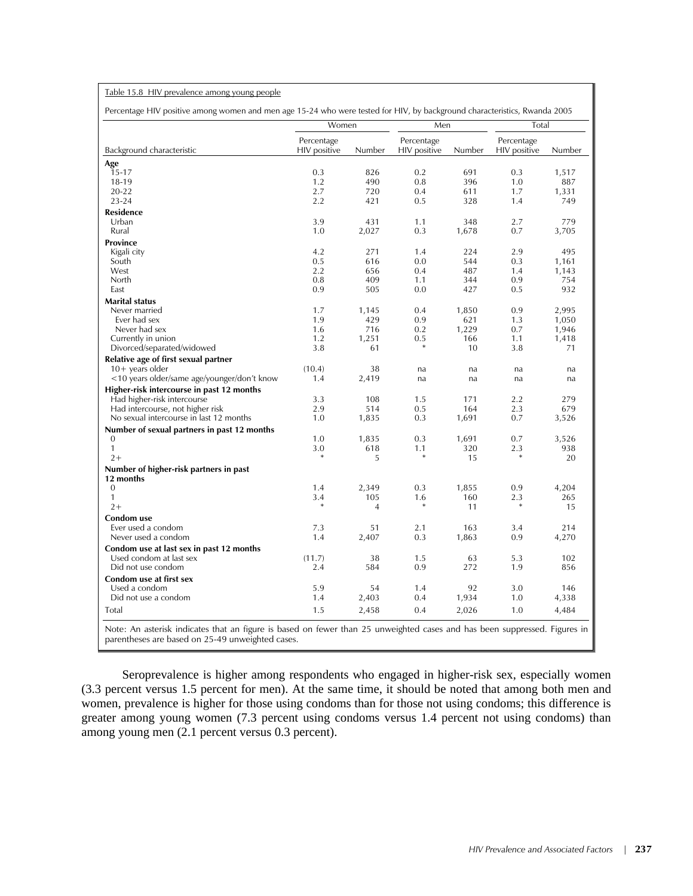Table 15.8 HIV prevalence among young people

Percentage HIV positive among women and men age 15-24 who were tested for HIV, by background characteristics, Rwanda 2005

| Background characteristic | Women | | Men | | Total | |
|---|---|---|---|---|---|---|
| | Percentage HIV positive | Number | Percentage HIV positive | Number | Percentage HIV positive | Number |
| **Age** | | | | | | |
| 15-17 | 0.3 | 826 | 0.2 | 691 | 0.3 | 1,517 |
| 18-19 | 1.2 | 490 | 0.8 | 396 | 1.0 | 887 |
| 20-22 | 2.7 | 720 | 0.4 | 611 | 1.7 | 1,331 |
| 23-24 | 2.2 | 421 | 0.5 | 328 | 1.4 | 749 |
| **Residence** | | | | | | |
| Urban | 3.9 | 431 | 1.1 | 348 | 2.7 | 779 |
| Rural | 1.0 | 2,027 | 0.3 | 1,678 | 0.7 | 3,705 |
| **Province** | | | | | | |
| Kigali city | 4.2 | 271 | 1.4 | 224 | 2.9 | 495 |
| South | 0.5 | 616 | 0.0 | 544 | 0.3 | 1,161 |
| West | 2.2 | 656 | 0.4 | 487 | 1.4 | 1,143 |
| North | 0.8 | 409 | 1.1 | 344 | 0.9 | 754 |
| East | 0.9 | 505 | 0.0 | 427 | 0.5 | 932 |
| **Marital status** | | | | | | |
| Never married | 1.7 | 1,145 | 0.4 | 1,850 | 0.9 | 2,995 |
| Ever had sex | 1.9 | 429 | 0.9 | 621 | 1.3 | 1,050 |
| Never had sex | 1.6 | 716 | 0.2 | 1,229 | 0.7 | 1,946 |
| Currently in union | 1.2 | 1,251 | 0.5 | 166 | 1.1 | 1,418 |
| Divorced/separated/widowed | 3.8 | 61 | * | 10 | 3.8 | 71 |
| **Relative age of first sexual partner** | | | | | | |
| 10+ years older | (10.4) | 38 | na | na | na | na |
| <10 years older/same age/younger/don't know | 1.4 | 2,419 | na | na | na | na |
| **Higher-risk intercourse in past 12 months** | | | | | | |
| Had higher-risk intercourse | 3.3 | 108 | 1.5 | 171 | 2.2 | 279 |
| Had intercourse, not higher risk | 2.9 | 514 | 0.5 | 164 | 2.3 | 679 |
| No sexual intercourse in last 12 months | 1.0 | 1,835 | 0.3 | 1,691 | 0.7 | 3,526 |
| **Number of sexual partners in past 12 months** | | | | | | |
| 0 | 1.0 | 1,835 | 0.3 | 1,691 | 0.7 | 3,526 |
| 1 | 3.0 | 618 | 1.1 | 320 | 2.3 | 938 |
| 2+ | * | 5 | * | 15 | * | 20 |
| **Number of higher-risk partners in past 12 months** | | | | | | |
| 0 | 1.4 | 2,349 | 0.3 | 1,855 | 0.9 | 4,204 |
| 1 | 3.4 | 105 | 1.6 | 160 | 2.3 | 265 |
| 2+ | * | 4 | * | 11 | * | 15 |
| **Condom use** | | | | | | |
| Ever used a condom | 7.3 | 51 | 2.1 | 163 | 3.4 | 214 |
| Never used a condom | 1.4 | 2,407 | 0.3 | 1,863 | 0.9 | 4,270 |
| **Condom use at last sex in past 12 months** | | | | | | |
| Used condom at last sex | (11.7) | 38 | 1.5 | 63 | 5.3 | 102 |
| Did not use condom | 2.4 | 584 | 0.9 | 272 | 1.9 | 856 |
| **Condom use at first sex** | | | | | | |
| Used a condom | 5.9 | 54 | 1.4 | 92 | 3.0 | 146 |
| Did not use a condom | 1.4 | 2,403 | 0.4 | 1,934 | 1.0 | 4,338 |
| Total | 1.5 | 2,458 | 0.4 | 2,026 | 1.0 | 4,484 |

Note: An asterisk indicates that an figure is based on fewer than 25 unweighted cases and has been suppressed. Figures in parentheses are based on 25-49 unweighted cases.

Seroprevalence is higher among respondents who engaged in higher-risk sex, especially women (3.3 percent versus 1.5 percent for men). At the same time, it should be noted that among both men and women, prevalence is higher for those using condoms than for those not using condoms; this difference is greater among young women (7.3 percent using condoms versus 1.4 percent not using condoms) than among young men (2.1 percent versus 0.3 percent).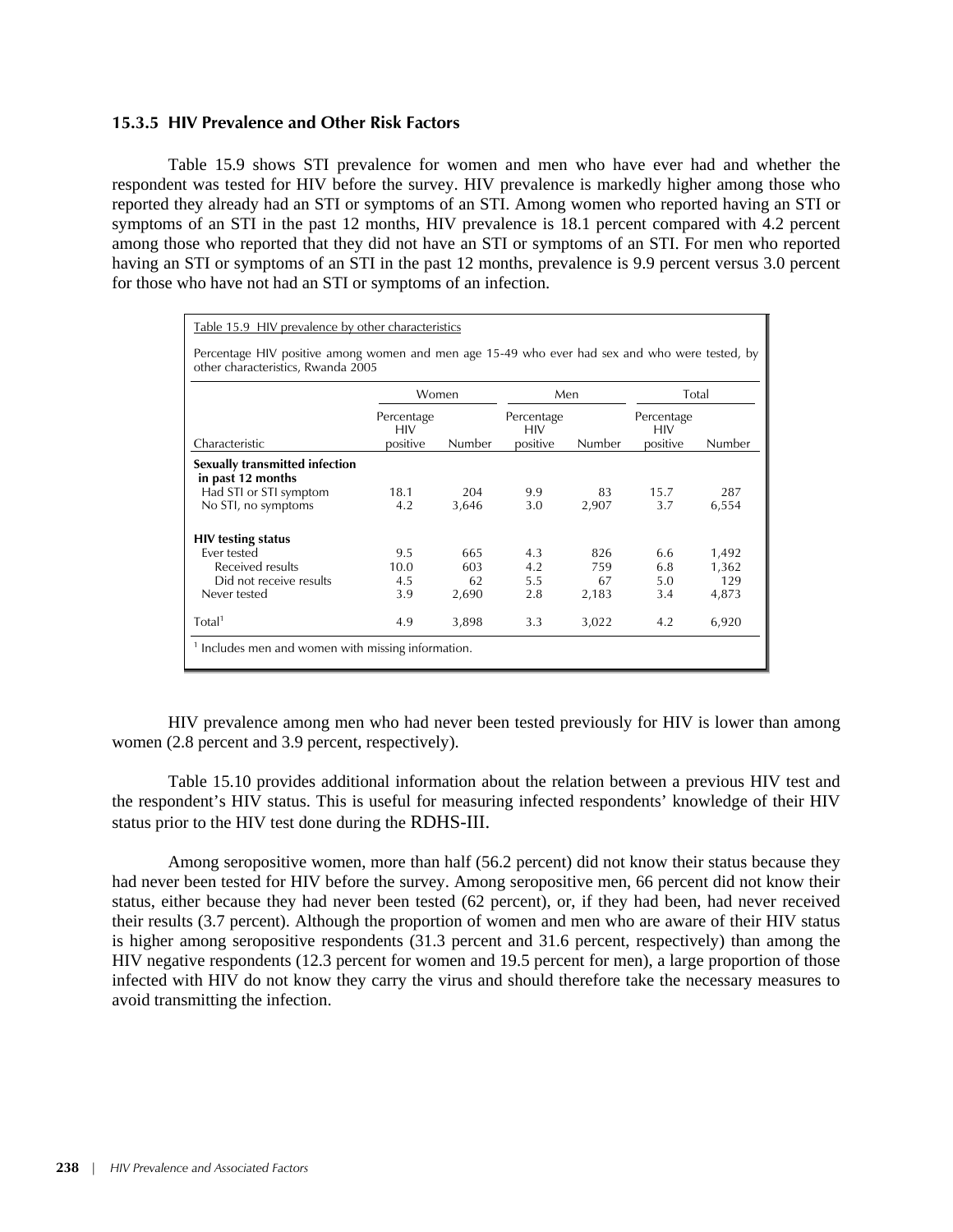### 15.3.5 HIV Prevalence and Other Risk Factors

Table 15.9 shows STI prevalence for women and men who have ever had and whether the respondent was tested for HIV before the survey. HIV prevalence is markedly higher among those who reported they already had an STI or symptoms of an STI. Among women who reported having an STI or symptoms of an STI in the past 12 months, HIV prevalence is 18.1 percent compared with 4.2 percent among those who reported that they did not have an STI or symptoms of an STI. For men who reported having an STI or symptoms of an STI in the past 12 months, prevalence is 9.9 percent versus 3.0 percent for those who have not had an STI or symptoms of an infection.

Table 15.9 HIV prevalence by other characteristics

Percentage HIV positive among women and men age 15-49 who ever had sex and who were tested, by other characteristics, Rwanda 2005

| | Women | | Men | | Total | |
|---|---|---|---|---|---|---|
| Characteristic | Percentage HIV positive | Number | Percentage HIV positive | Number | Percentage HIV positive | Number |
| **Sexually transmitted infection in past 12 months** | | | | | | |
| Had STI or STI symptom | 18.1 | 204 | 9.9 | 83 | 15.7 | 287 |
| No STI, no symptoms | 4.2 | 3,646 | 3.0 | 2,907 | 3.7 | 6,554 |
| **HIV testing status** | | | | | | |
| Ever tested | 9.5 | 665 | 4.3 | 826 | 6.6 | 1,492 |
| Received results | 10.0 | 603 | 4.2 | 759 | 6.8 | 1,362 |
| Did not receive results | 4.5 | 62 | 5.5 | 67 | 5.0 | 129 |
| Never tested | 3.9 | 2,690 | 2.8 | 2,183 | 3.4 | 4,873 |
| Total[1] | 4.9 | 3,898 | 3.3 | 3,022 | 4.2 | 6,920 |

[1] Includes men and women with missing information.

HIV prevalence among men who had never been tested previously for HIV is lower than among women (2.8 percent and 3.9 percent, respectively).

Table 15.10 provides additional information about the relation between a previous HIV test and the respondent's HIV status. This is useful for measuring infected respondents' knowledge of their HIV status prior to the HIV test done during the RDHS-III.

Among seropositive women, more than half (56.2 percent) did not know their status because they had never been tested for HIV before the survey. Among seropositive men, 66 percent did not know their status, either because they had never been tested (62 percent), or, if they had been, had never received their results (3.7 percent). Although the proportion of women and men who are aware of their HIV status is higher among seropositive respondents (31.3 percent and 31.6 percent, respectively) than among the HIV negative respondents (12.3 percent for women and 19.5 percent for men), a large proportion of those infected with HIV do not know they carry the virus and should therefore take the necessary measures to avoid transmitting the infection.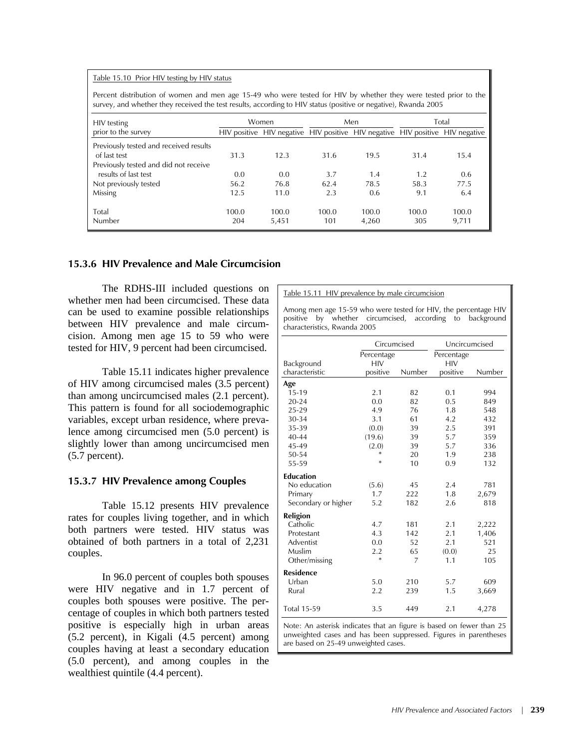Table 15.10 Prior HIV testing by HIV status

Percent distribution of women and men age 15-49 who were tested for HIV by whether they were tested prior to the survey, and whether they received the test results, according to HIV status (positive or negative), Rwanda 2005

| HIV testing prior to the survey | Women | | Men | | Total | |
|---|---|---|---|---|---|---|
| | HIV positive | HIV negative | HIV positive | HIV negative | HIV positive | HIV negative |
| Previously tested and received results of last test | 31.3 | 12.3 | 31.6 | 19.5 | 31.4 | 15.4 |
| Previously tested and did not receive results of last test | 0.0 | 0.0 | 3.7 | 1.4 | 1.2 | 0.6 |
| Not previously tested | 56.2 | 76.8 | 62.4 | 78.5 | 58.3 | 77.5 |
| Missing | 12.5 | 11.0 | 2.3 | 0.6 | 9.1 | 6.4 |
| Total | 100.0 | 100.0 | 100.0 | 100.0 | 100.0 | 100.0 |
| Number | 204 | 5,451 | 101 | 4,260 | 305 | 9,711 |

### 15.3.6 HIV Prevalence and Male Circumcision

The RDHS-III included questions on whether men had been circumcised. These data can be used to examine possible relationships between HIV prevalence and male circumcision. Among men age 15 to 59 who were tested for HIV, 9 percent had been circumcised.

Table 15.11 indicates higher prevalence of HIV among circumcised males (3.5 percent) than among uncircumcised males (2.1 percent). This pattern is found for all sociodemographic variables, except urban residence, where prevalence among circumcised men (5.0 percent) is slightly lower than among uncircumcised men (5.7 percent).

### 15.3.7 HIV Prevalence among Couples

Table 15.12 presents HIV prevalence rates for couples living together, and in which both partners were tested. HIV status was obtained of both partners in a total of 2,231 couples.

In 96.0 percent of couples both spouses were HIV negative and in 1.7 percent of couples both spouses were positive. The percentage of couples in which both partners tested positive is especially high in urban areas (5.2 percent), in Kigali (4.5 percent) among couples having at least a secondary education (5.0 percent), and among couples in the wealthiest quintile (4.4 percent).

Table 15.11 HIV prevalence by male circumcision

Among men age 15-59 who were tested for HIV, the percentage HIV positive by whether circumcised, according to background characteristics, Rwanda 2005

| Background characteristic | Circumcised | | Uncircumcised | |
|---|---|---|---|---|
| | Percentage HIV positive | Number | Percentage HIV positive | Number |
| **Age** | | | | |
| 15-19 | 2.1 | 82 | 0.1 | 994 |
| 20-24 | 0.0 | 82 | 0.5 | 849 |
| 25-29 | 4.9 | 76 | 1.8 | 548 |
| 30-34 | 3.1 | 61 | 4.2 | 432 |
| 35-39 | (0.0) | 39 | 2.5 | 391 |
| 40-44 | (19.6) | 39 | 5.7 | 359 |
| 45-49 | (2.0) | 39 | 5.7 | 336 |
| 50-54 | * | 20 | 1.9 | 238 |
| 55-59 | * | 10 | 0.9 | 132 |
| **Education** | | | | |
| No education | (5.6) | 45 | 2.4 | 781 |
| Primary | 1.7 | 222 | 1.8 | 2,679 |
| Secondary or higher | 5.2 | 182 | 2.6 | 818 |
| **Religion** | | | | |
| Catholic | 4.7 | 181 | 2.1 | 2,222 |
| Protestant | 4.3 | 142 | 2.1 | 1,406 |
| Adventist | 0.0 | 52 | 2.1 | 521 |
| Muslim | 2.2 | 65 | (0.0) | 25 |
| Other/missing | * | 7 | 1.1 | 105 |
| **Residence** | | | | |
| Urban | 5.0 | 210 | 5.7 | 609 |
| Rural | 2.2 | 239 | 1.5 | 3,669 |
| Total 15-59 | 3.5 | 449 | 2.1 | 4,278 |

Note: An asterisk indicates that an figure is based on fewer than 25 unweighted cases and has been suppressed. Figures in parentheses are based on 25-49 unweighted cases.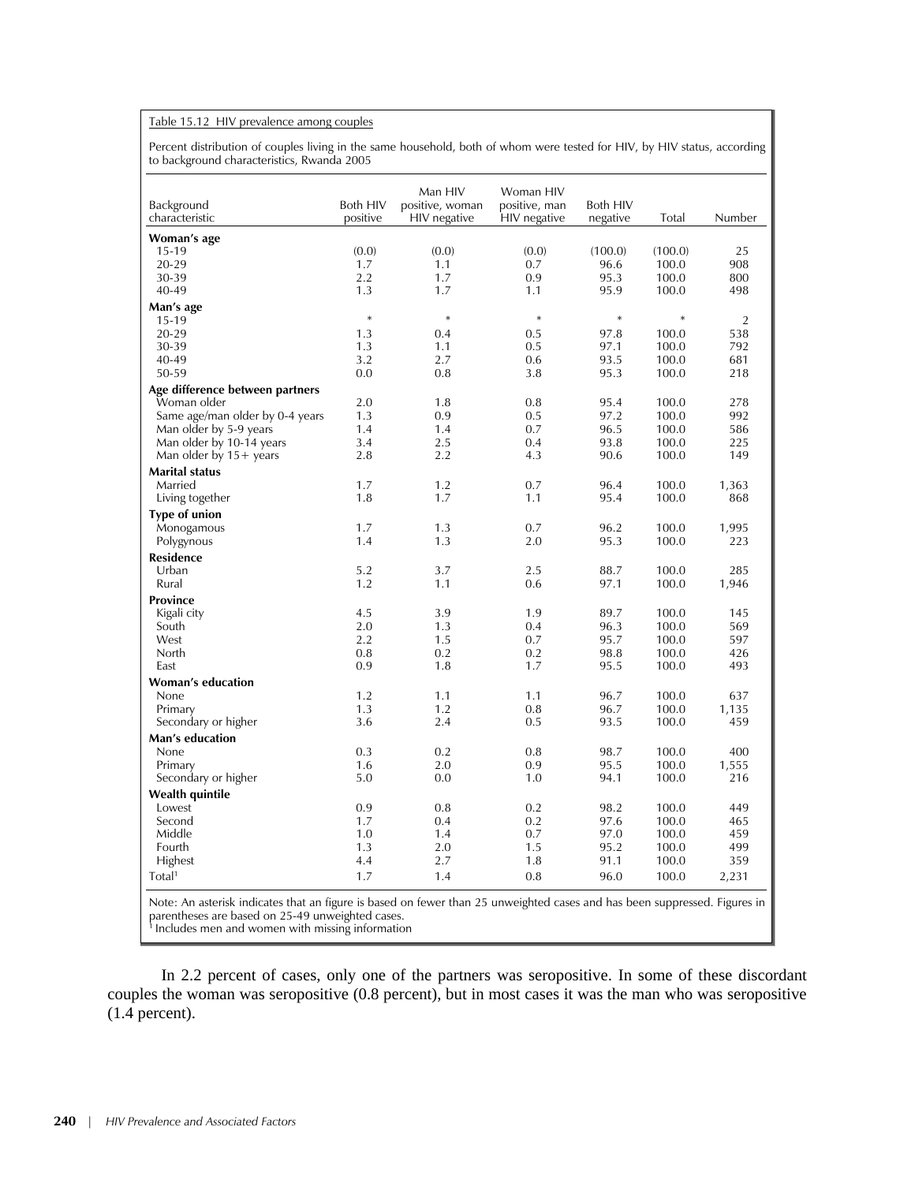Table 15.12 HIV prevalence among couples

Percent distribution of couples living in the same household, both of whom were tested for HIV, by HIV status, according to background characteristics, Rwanda 2005

| Background characteristic | Both HIV positive | Man HIV positive, woman HIV negative | Woman HIV positive, man HIV negative | Both HIV negative | Total | Number |
|---|---|---|---|---|---|---|
| **Woman's age** | | | | | | |
| 15-19 | (0.0) | (0.0) | (0.0) | (100.0) | (100.0) | 25 |
| 20-29 | 1.7 | 1.1 | 0.7 | 96.6 | 100.0 | 908 |
| 30-39 | 2.2 | 1.7 | 0.9 | 95.3 | 100.0 | 800 |
| 40-49 | 1.3 | 1.7 | 1.1 | 95.9 | 100.0 | 498 |
| **Man's age** | | | | | | |
| 15-19 | * | * | * | * | * | 2 |
| 20-29 | 1.3 | 0.4 | 0.5 | 97.8 | 100.0 | 538 |
| 30-39 | 1.3 | 1.1 | 0.5 | 97.1 | 100.0 | 792 |
| 40-49 | 3.2 | 2.7 | 0.6 | 93.5 | 100.0 | 681 |
| 50-59 | 0.0 | 0.8 | 3.8 | 95.3 | 100.0 | 218 |
| **Age difference between partners** | | | | | | |
| Woman older | 2.0 | 1.8 | 0.8 | 95.4 | 100.0 | 278 |
| Same age/man older by 0-4 years | 1.3 | 0.9 | 0.5 | 97.2 | 100.0 | 992 |
| Man older by 5-9 years | 1.4 | 1.4 | 0.7 | 96.5 | 100.0 | 586 |
| Man older by 10-14 years | 3.4 | 2.5 | 0.4 | 93.8 | 100.0 | 225 |
| Man older by 15+ years | 2.8 | 2.2 | 4.3 | 90.6 | 100.0 | 149 |
| **Marital status** | | | | | | |
| Married | 1.7 | 1.2 | 0.7 | 96.4 | 100.0 | 1,363 |
| Living together | 1.8 | 1.7 | 1.1 | 95.4 | 100.0 | 868 |
| **Type of union** | | | | | | |
| Monogamous | 1.7 | 1.3 | 0.7 | 96.2 | 100.0 | 1,995 |
| Polygynous | 1.4 | 1.3 | 2.0 | 95.3 | 100.0 | 223 |
| **Residence** | | | | | | |
| Urban | 5.2 | 3.7 | 2.5 | 88.7 | 100.0 | 285 |
| Rural | 1.2 | 1.1 | 0.6 | 97.1 | 100.0 | 1,946 |
| **Province** | | | | | | |
| Kigali city | 4.5 | 3.9 | 1.9 | 89.7 | 100.0 | 145 |
| South | 2.0 | 1.3 | 0.4 | 96.3 | 100.0 | 569 |
| West | 2.2 | 1.5 | 0.7 | 95.7 | 100.0 | 597 |
| North | 0.8 | 0.2 | 0.2 | 98.8 | 100.0 | 426 |
| East | 0.9 | 1.8 | 1.7 | 95.5 | 100.0 | 493 |
| **Woman's education** | | | | | | |
| None | 1.2 | 1.1 | 1.1 | 96.7 | 100.0 | 637 |
| Primary | 1.3 | 1.2 | 0.8 | 96.7 | 100.0 | 1,135 |
| Secondary or higher | 3.6 | 2.4 | 0.5 | 93.5 | 100.0 | 459 |
| **Man's education** | | | | | | |
| None | 0.3 | 0.2 | 0.8 | 98.7 | 100.0 | 400 |
| Primary | 1.6 | 2.0 | 0.9 | 95.5 | 100.0 | 1,555 |
| Secondary or higher | 5.0 | 0.0 | 1.0 | 94.1 | 100.0 | 216 |
| **Wealth quintile** | | | | | | |
| Lowest | 0.9 | 0.8 | 0.2 | 98.2 | 100.0 | 449 |
| Second | 1.7 | 0.4 | 0.2 | 97.6 | 100.0 | 465 |
| Middle | 1.0 | 1.4 | 0.7 | 97.0 | 100.0 | 459 |
| Fourth | 1.3 | 2.0 | 1.5 | 95.2 | 100.0 | 499 |
| Highest | 4.4 | 2.7 | 1.8 | 91.1 | 100.0 | 359 |
| Total[1] | 1.7 | 1.4 | 0.8 | 96.0 | 100.0 | 2,231 |

Note: An asterisk indicates that an figure is based on fewer than 25 unweighted cases and has been suppressed. Figures in parentheses are based on 25-49 unweighted cases.
[1] Includes men and women with missing information

In 2.2 percent of cases, only one of the partners was seropositive. In some of these discordant couples the woman was seropositive (0.8 percent), but in most cases it was the man who was seropositive (1.4 percent).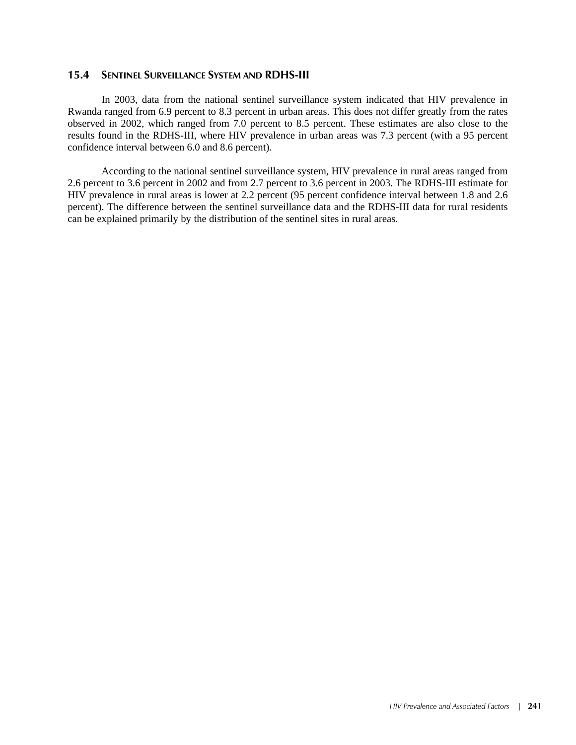## 15.4 Sentinel Surveillance System and RDHS-III

In 2003, data from the national sentinel surveillance system indicated that HIV prevalence in Rwanda ranged from 6.9 percent to 8.3 percent in urban areas. This does not differ greatly from the rates observed in 2002, which ranged from 7.0 percent to 8.5 percent. These estimates are also close to the results found in the RDHS-III, where HIV prevalence in urban areas was 7.3 percent (with a 95 percent confidence interval between 6.0 and 8.6 percent).

According to the national sentinel surveillance system, HIV prevalence in rural areas ranged from 2.6 percent to 3.6 percent in 2002 and from 2.7 percent to 3.6 percent in 2003. The RDHS-III estimate for HIV prevalence in rural areas is lower at 2.2 percent (95 percent confidence interval between 1.8 and 2.6 percent). The difference between the sentinel surveillance data and the RDHS-III data for rural residents can be explained primarily by the distribution of the sentinel sites in rural areas.